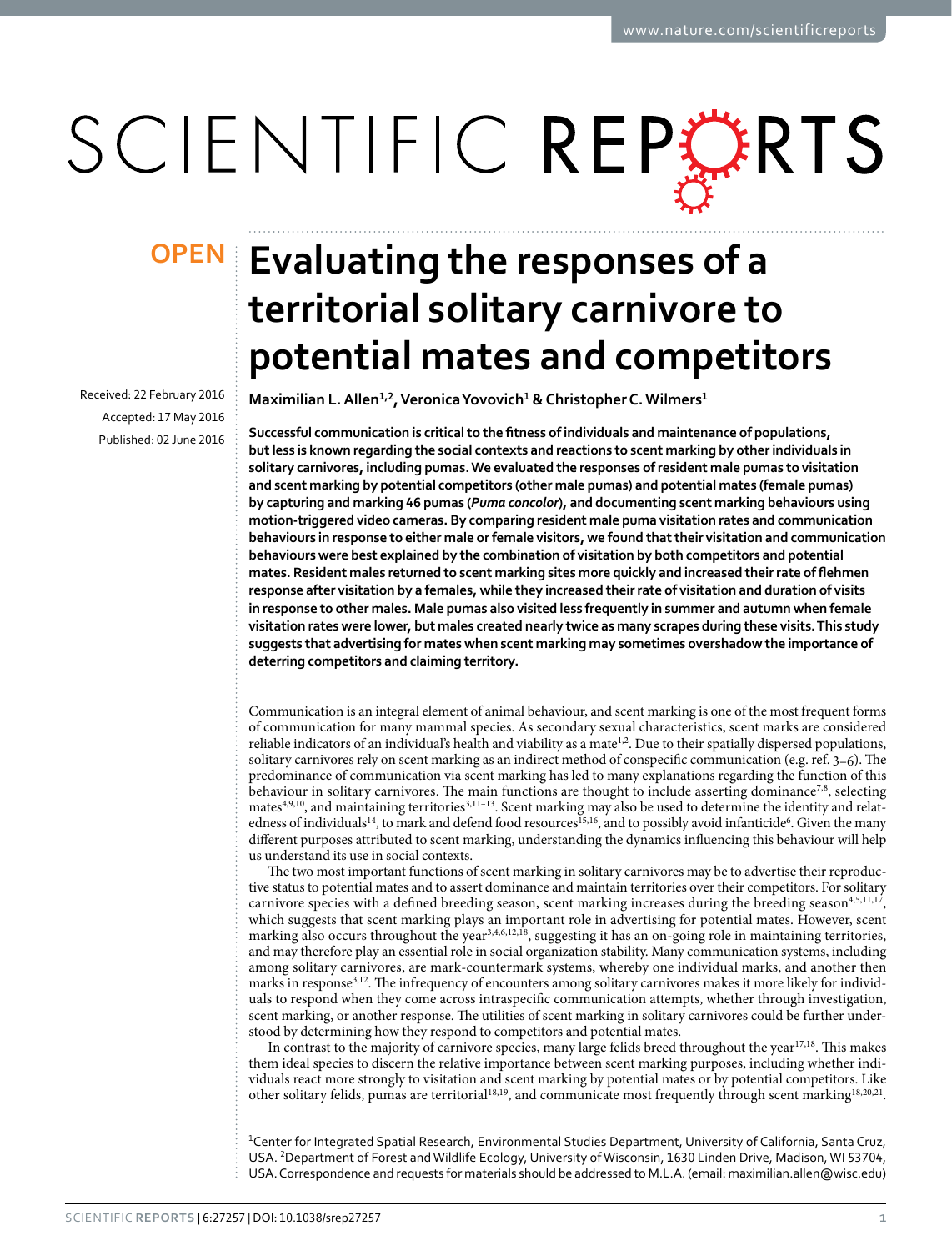OPEN

# Evaluating the responses of a territorial solitary carnivore to potential mates and competitors

Received: 22 February 2016
Accepted: 17 May 2016
Published: 02 June 2016

**Maximilian L. Allen[1,2], Veronica Yovovich[1] & Christopher C. Wilmers[1]**

**Successful communication is critical to the fitness of individuals and maintenance of populations, but less is known regarding the social contexts and reactions to scent marking by other individuals in solitary carnivores, including pumas. We evaluated the responses of resident male pumas to visitation and scent marking by potential competitors (other male pumas) and potential mates (female pumas) by capturing and marking 46 pumas (*Puma concolor*), and documenting scent marking behaviours using motion-triggered video cameras. By comparing resident male puma visitation rates and communication behaviours in response to either male or female visitors, we found that their visitation and communication behaviours were best explained by the combination of visitation by both competitors and potential mates. Resident males returned to scent marking sites more quickly and increased their rate of flehmen response after visitation by a females, while they increased their rate of visitation and duration of visits in response to other males. Male pumas also visited less frequently in summer and autumn when female visitation rates were lower, but males created nearly twice as many scrapes during these visits. This study suggests that advertising for mates when scent marking may sometimes overshadow the importance of deterring competitors and claiming territory.**

Communication is an integral element of animal behaviour, and scent marking is one of the most frequent forms of communication for many mammal species. As secondary sexual characteristics, scent marks are considered reliable indicators of an individual's health and viability as a mate[1,2]. Due to their spatially dispersed populations, solitary carnivores rely on scent marking as an indirect method of conspecific communication (e.g. ref. 3–6). The predominance of communication via scent marking has led to many explanations regarding the function of this behaviour in solitary carnivores. The main functions are thought to include asserting dominance[7,8], selecting mates[4,9,10], and maintaining territories[3,11–13]. Scent marking may also be used to determine the identity and relatedness of individuals[14], to mark and defend food resources[15,16], and to possibly avoid infanticide[6]. Given the many different purposes attributed to scent marking, understanding the dynamics influencing this behaviour will help us understand its use in social contexts.

The two most important functions of scent marking in solitary carnivores may be to advertise their reproductive status to potential mates and to assert dominance and maintain territories over their competitors. For solitary carnivore species with a defined breeding season, scent marking increases during the breeding season[4,5,11,17], which suggests that scent marking plays an important role in advertising for potential mates. However, scent marking also occurs throughout the year[3,4,6,12,18], suggesting it has an on-going role in maintaining territories, and may therefore play an essential role in social organization stability. Many communication systems, including among solitary carnivores, are mark-countermark systems, whereby one individual marks, and another then marks in response[3,12]. The infrequency of encounters among solitary carnivores makes it more likely for individuals to respond when they come across intraspecific communication attempts, whether through investigation, scent marking, or another response. The utilities of scent marking in solitary carnivores could be further understood by determining how they respond to competitors and potential mates.

In contrast to the majority of carnivore species, many large felids breed throughout the year[17,18]. This makes them ideal species to discern the relative importance between scent marking purposes, including whether individuals react more strongly to visitation and scent marking by potential mates or by potential competitors. Like other solitary felids, pumas are territorial[18,19], and communicate most frequently through scent marking[18,20,21].

[1]Center for Integrated Spatial Research, Environmental Studies Department, University of California, Santa Cruz, USA. [2]Department of Forest and Wildlife Ecology, University of Wisconsin, 1630 Linden Drive, Madison, WI 53704, USA. Correspondence and requests for materials should be addressed to M.L.A. (email: maximilian.allen@wisc.edu)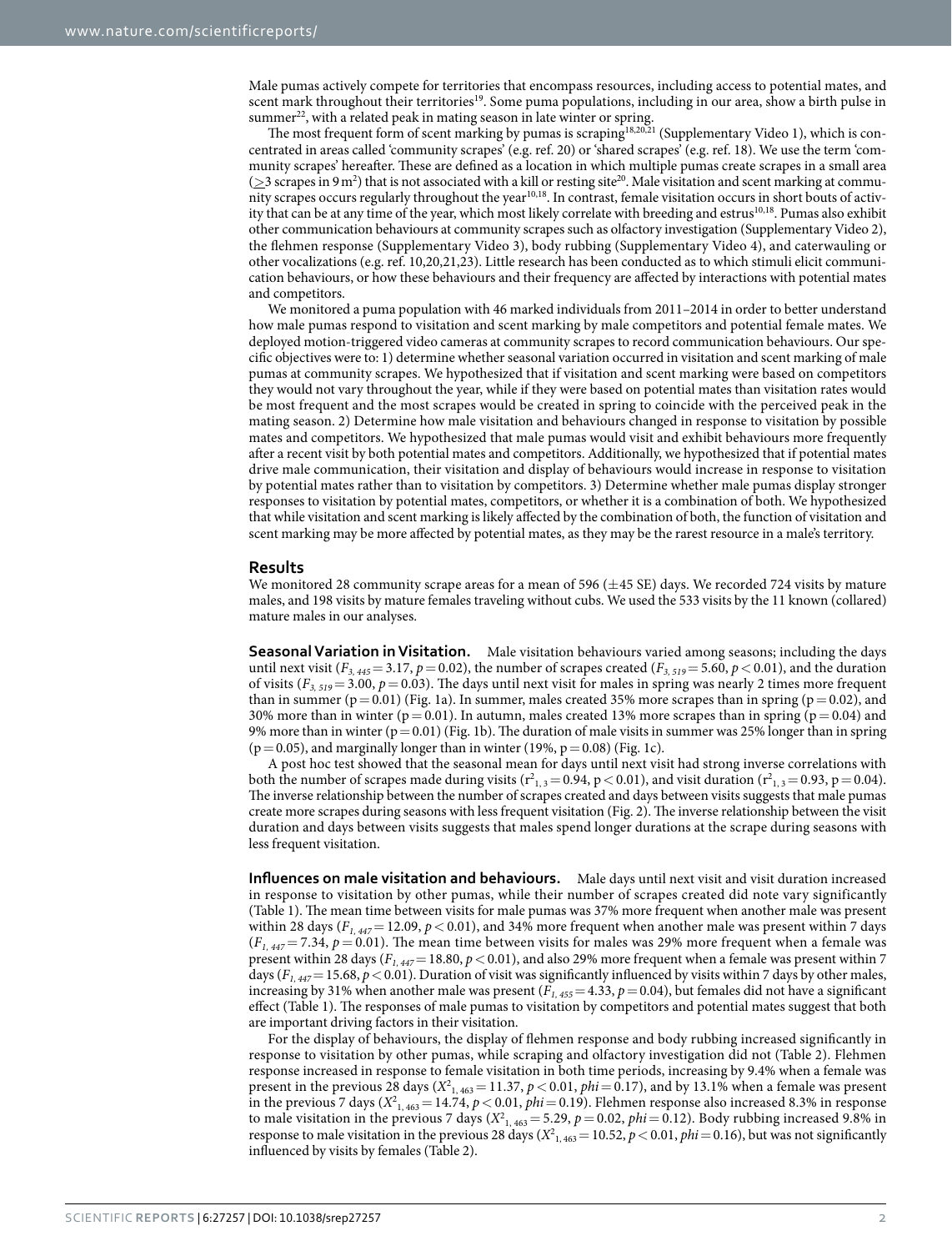Male pumas actively compete for territories that encompass resources, including access to potential mates, and scent mark throughout their territories[19]. Some puma populations, including in our area, show a birth pulse in summer[22], with a related peak in mating season in late winter or spring.

The most frequent form of scent marking by pumas is scraping[18,20,21] (Supplementary Video 1), which is concentrated in areas called 'community scrapes' (e.g. ref. 20) or 'shared scrapes' (e.g. ref. 18). We use the term 'community scrapes' hereafter. These are defined as a location in which multiple pumas create scrapes in a small area ($\geq$3 scrapes in 9 $m^2$) that is not associated with a kill or resting site[20]. Male visitation and scent marking at community scrapes occurs regularly throughout the year[10,18]. In contrast, female visitation occurs in short bouts of activity that can be at any time of the year, which most likely correlate with breeding and estrus[10,18]. Pumas also exhibit other communication behaviours at community scrapes such as olfactory investigation (Supplementary Video 2), the flehmen response (Supplementary Video 3), body rubbing (Supplementary Video 4), and caterwauling or other vocalizations (e.g. ref. 10,20,21,23). Little research has been conducted as to which stimuli elicit communication behaviours, or how these behaviours and their frequency are affected by interactions with potential mates and competitors.

We monitored a puma population with 46 marked individuals from 2011–2014 in order to better understand how male pumas respond to visitation and scent marking by male competitors and potential female mates. We deployed motion-triggered video cameras at community scrapes to record communication behaviours. Our specific objectives were to: 1) determine whether seasonal variation occurred in visitation and scent marking of male pumas at community scrapes. We hypothesized that if visitation and scent marking were based on competitors they would not vary throughout the year, while if they were based on potential mates than visitation rates would be most frequent and the most scrapes would be created in spring to coincide with the perceived peak in the mating season. 2) Determine how male visitation and behaviours changed in response to visitation by possible mates and competitors. We hypothesized that male pumas would visit and exhibit behaviours more frequently after a recent visit by both potential mates and competitors. Additionally, we hypothesized that if potential mates drive male communication, their visitation and display of behaviours would increase in response to visitation by potential mates rather than to visitation by competitors. 3) Determine whether male pumas display stronger responses to visitation by potential mates, competitors, or whether it is a combination of both. We hypothesized that while visitation and scent marking is likely affected by the combination of both, the function of visitation and scent marking may be more affected by potential mates, as they may be the rarest resource in a male's territory.

## Results

We monitored 28 community scrape areas for a mean of 596 ($\pm$45 SE) days. We recorded 724 visits by mature males, and 198 visits by mature females traveling without cubs. We used the 533 visits by the 11 known (collared) mature males in our analyses.

**Seasonal Variation in Visitation.** Male visitation behaviours varied among seasons; including the days until next visit ($F_{3, 445} = 3.17$, $p = 0.02$), the number of scrapes created ($F_{3, 519} = 5.60$, $p < 0.01$), and the duration of visits ($F_{3, 519} = 3.00$, $p = 0.03$). The days until next visit for males in spring was nearly 2 times more frequent than in summer ($p = 0.01$) (Fig. 1a). In summer, males created 35% more scrapes than in spring ($p = 0.02$), and 30% more than in winter ($p = 0.01$). In autumn, males created 13% more scrapes than in spring ($p = 0.04$) and 9% more than in winter ($p = 0.01$) (Fig. 1b). The duration of male visits in summer was 25% longer than in spring ($p = 0.05$), and marginally longer than in winter (19%, $p = 0.08$) (Fig. 1c).

A post hoc test showed that the seasonal mean for days until next visit had strong inverse correlations with both the number of scrapes made during visits ($r^2_{1, 3} = 0.94$, $p < 0.01$), and visit duration ($r^2_{1, 3} = 0.93$, $p = 0.04$). The inverse relationship between the number of scrapes created and days between visits suggests that male pumas create more scrapes during seasons with less frequent visitation (Fig. 2). The inverse relationship between the visit duration and days between visits suggests that males spend longer durations at the scrape during seasons with less frequent visitation.

**Influences on male visitation and behaviours.** Male days until next visit and visit duration increased in response to visitation by other pumas, while their number of scrapes created did note vary significantly (Table 1). The mean time between visits for male pumas was 37% more frequent when another male was present within 28 days ($F_{1, 447} = 12.09$, $p < 0.01$), and 34% more frequent when another male was present within 7 days ($F_{1, 447} = 7.34$, $p = 0.01$). The mean time between visits for males was 29% more frequent when a female was present within 28 days ($F_{1, 447} = 18.80$, $p < 0.01$), and also 29% more frequent when a female was present within 7 days ($F_{1, 447} = 15.68$, $p < 0.01$). Duration of visit was significantly influenced by visits within 7 days by other males, increasing by 31% when another male was present ($F_{1, 455} = 4.33$, $p = 0.04$), but females did not have a significant effect (Table 1). The responses of male pumas to visitation by competitors and potential mates suggest that both are important driving factors in their visitation.

For the display of behaviours, the display of flehmen response and body rubbing increased significantly in response to visitation by other pumas, while scraping and olfactory investigation did not (Table 2). Flehmen response increased in response to female visitation in both time periods, increasing by 9.4% when a female was present in the previous 28 days ($X^2_{1, 463} = 11.37$, $p < 0.01$, $phi = 0.17$), and by 13.1% when a female was present in the previous 7 days ($X^2_{1, 463} = 14.74$, $p < 0.01$, $phi = 0.19$). Flehmen response also increased 8.3% in response to male visitation in the previous 7 days ($X^2_{1, 463} = 5.29$, $p = 0.02$, $phi = 0.12$). Body rubbing increased 9.8% in response to male visitation in the previous 28 days ($X^2_{1, 463} = 10.52$, $p < 0.01$, $phi = 0.16$), but was not significantly influenced by visits by females (Table 2).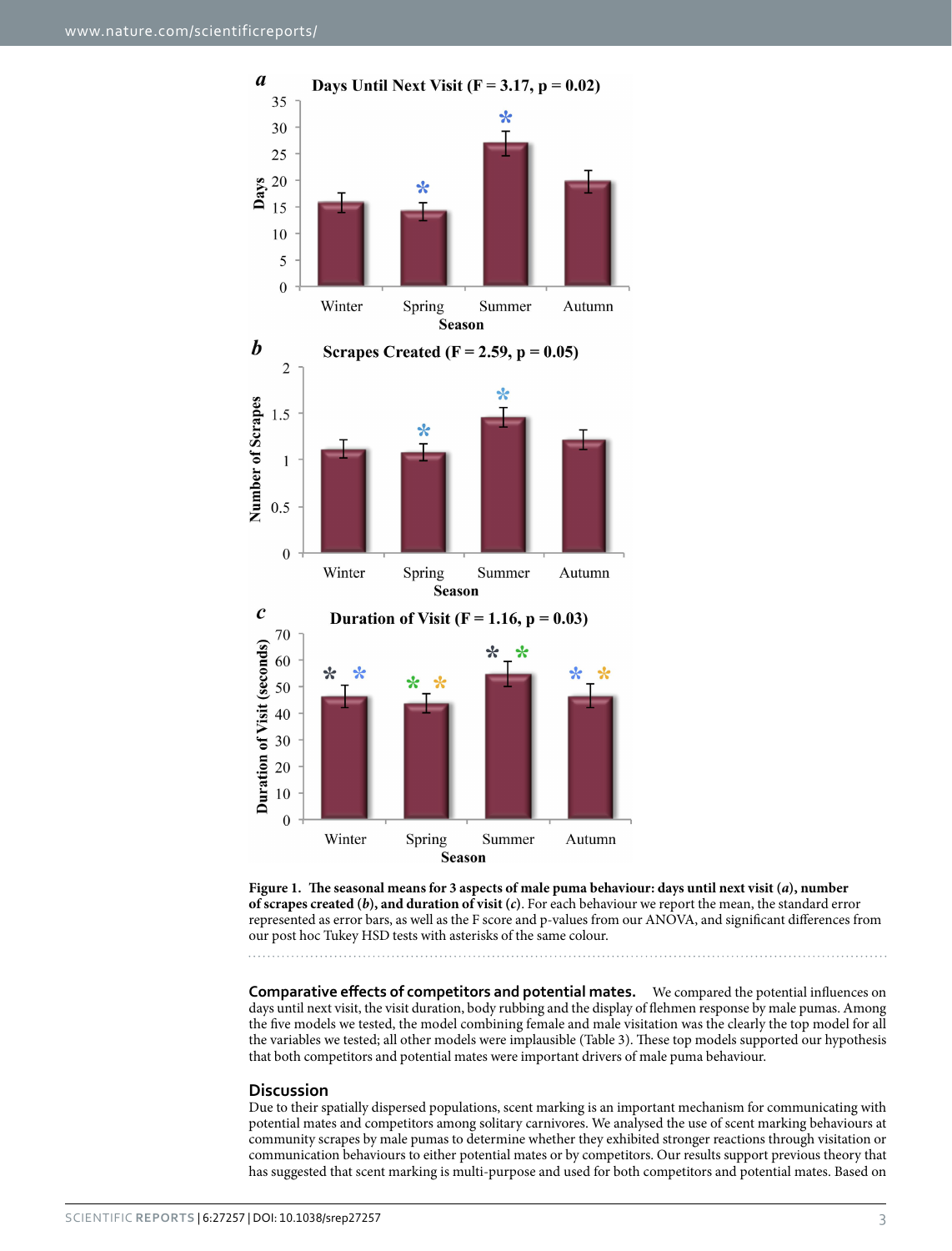**Figure 1. The seasonal means for 3 aspects of male puma behaviour: days until next visit (*a*), number of scrapes created (*b*), and duration of visit (*c*).** For each behaviour we report the mean, the standard error represented as error bars, as well as the F score and p-values from our ANOVA, and significant differences from our post hoc Tukey HSD tests with asterisks of the same colour.

**Comparative effects of competitors and potential mates.** We compared the potential influences on days until next visit, the visit duration, body rubbing and the display of flehmen response by male pumas. Among the five models we tested, the model combining female and male visitation was the clearly the top model for all the variables we tested; all other models were implausible (Table 3). These top models supported our hypothesis that both competitors and potential mates were important drivers of male puma behaviour.

## Discussion

Due to their spatially dispersed populations, scent marking is an important mechanism for communicating with potential mates and competitors among solitary carnivores. We analysed the use of scent marking behaviours at community scrapes by male pumas to determine whether they exhibited stronger reactions through visitation or communication behaviours to either potential mates or by competitors. Our results support previous theory that has suggested that scent marking is multi-purpose and used for both competitors and potential mates. Based on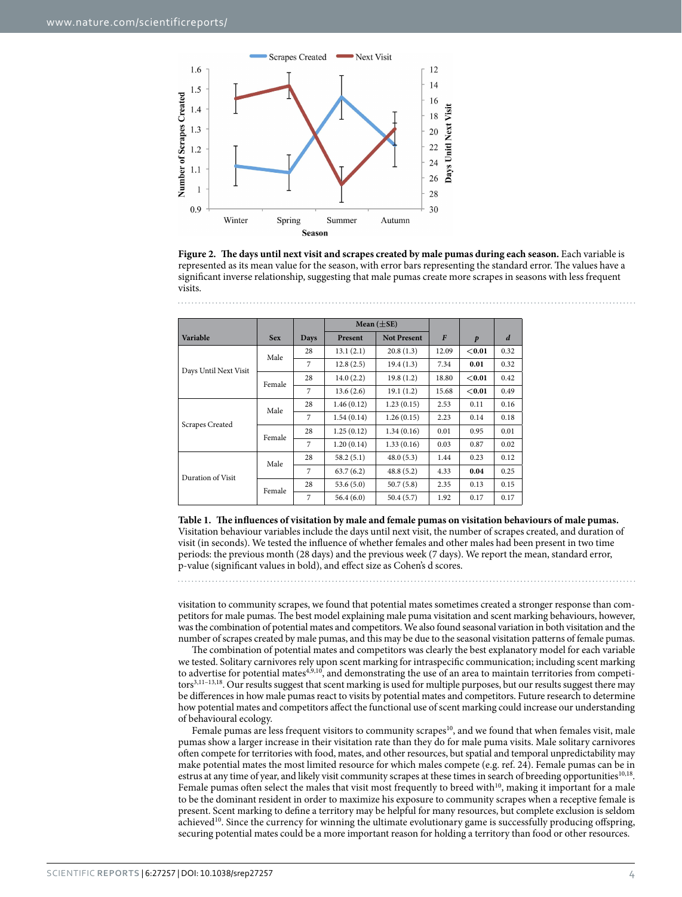**Figure 2. The days until next visit and scrapes created by male pumas during each season.** Each variable is represented as its mean value for the season, with error bars representing the standard error. The values have a significant inverse relationship, suggesting that male pumas create more scrapes in seasons with less frequent visits.

| Variable | Sex | Days | Mean (±SE) Present | Mean (±SE) Not Present | $F$ | $p$ | $d$ |
|---|---|---|---|---|---|---|---|
| Days Until Next Visit | Male | 28 | 13.1 (2.1) | 20.8 (1.3) | 12.09 | **<0.01** | 0.32 |
| | | 7 | 12.8 (2.5) | 19.4 (1.3) | 7.34 | **0.01** | 0.32 |
| | Female | 28 | 14.0 (2.2) | 19.8 (1.2) | 18.80 | **<0.01** | 0.42 |
| | | 7 | 13.6 (2.6) | 19.1 (1.2) | 15.68 | **<0.01** | 0.49 |
| Scrapes Created | Male | 28 | 1.46 (0.12) | 1.23 (0.15) | 2.53 | 0.11 | 0.16 |
| | | 7 | 1.54 (0.14) | 1.26 (0.15) | 2.23 | 0.14 | 0.18 |
| | Female | 28 | 1.25 (0.12) | 1.34 (0.16) | 0.01 | 0.95 | 0.01 |
| | | 7 | 1.20 (0.14) | 1.33 (0.16) | 0.03 | 0.87 | 0.02 |
| Duration of Visit | Male | 28 | 58.2 (5.1) | 48.0 (5.3) | 1.44 | 0.23 | 0.12 |
| | | 7 | 63.7 (6.2) | 48.8 (5.2) | 4.33 | **0.04** | 0.25 |
| | Female | 28 | 53.6 (5.0) | 50.7 (5.8) | 2.35 | 0.13 | 0.15 |
| | | 7 | 56.4 (6.0) | 50.4 (5.7) | 1.92 | 0.17 | 0.17 |

**Table 1. The influences of visitation by male and female pumas on visitation behaviours of male pumas.** Visitation behaviour variables include the days until next visit, the number of scrapes created, and duration of visit (in seconds). We tested the influence of whether females and other males had been present in two time periods: the previous month (28 days) and the previous week (7 days). We report the mean, standard error, p-value (significant values in bold), and effect size as Cohen's d scores.

visitation to community scrapes, we found that potential mates sometimes created a stronger response than competitors for male pumas. The best model explaining male puma visitation and scent marking behaviours, however, was the combination of potential mates and competitors. We also found seasonal variation in both visitation and the number of scrapes created by male pumas, and this may be due to the seasonal visitation patterns of female pumas.

The combination of potential mates and competitors was clearly the best explanatory model for each variable we tested. Solitary carnivores rely upon scent marking for intraspecific communication; including scent marking to advertise for potential mates[4,9,10], and demonstrating the use of an area to maintain territories from competitors[3,11–13,18]. Our results suggest that scent marking is used for multiple purposes, but our results suggest there may be differences in how male pumas react to visits by potential mates and competitors. Future research to determine how potential mates and competitors affect the functional use of scent marking could increase our understanding of behavioural ecology.

Female pumas are less frequent visitors to community scrapes[10], and we found that when females visit, male pumas show a larger increase in their visitation rate than they do for male puma visits. Male solitary carnivores often compete for territories with food, mates, and other resources, but spatial and temporal unpredictability may make potential mates the most limited resource for which males compete (e.g. ref. 24). Female pumas can be in estrus at any time of year, and likely visit community scrapes at these times in search of breeding opportunities[10,18]. Female pumas often select the males that visit most frequently to breed with[10], making it important for a male to be the dominant resident in order to maximize his exposure to community scrapes when a receptive female is present. Scent marking to define a territory may be helpful for many resources, but complete exclusion is seldom achieved[10]. Since the currency for winning the ultimate evolutionary game is successfully producing offspring, securing potential mates could be a more important reason for holding a territory than food or other resources.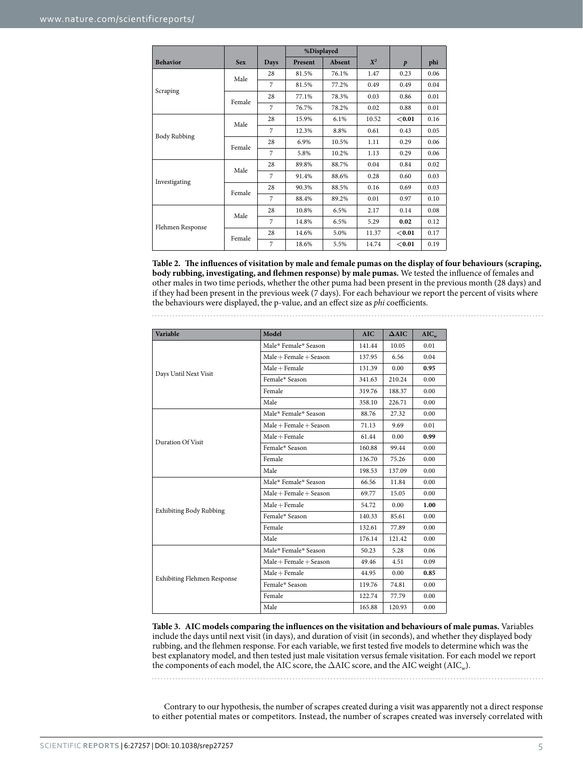| Behavior | Sex | Days | %Displayed | | $X^2$ | $p$ | phi |
|---|---|---|---|---|---|---|---|
| | | | Present | Absent | | | |
| Scraping | Male | 28 | 81.5% | 76.1% | 1.47 | 0.23 | 0.06 |
| | | 7 | 81.5% | 77.2% | 0.49 | 0.49 | 0.04 |
| | Female | 28 | 77.1% | 78.3% | 0.03 | 0.86 | 0.01 |
| | | 7 | 76.7% | 78.2% | 0.02 | 0.88 | 0.01 |
| Body Rubbing | Male | 28 | 15.9% | 6.1% | 10.52 | **<0.01** | 0.16 |
| | | 7 | 12.3% | 8.8% | 0.61 | 0.43 | 0.05 |
| | Female | 28 | 6.9% | 10.5% | 1.11 | 0.29 | 0.06 |
| | | 7 | 5.8% | 10.2% | 1.13 | 0.29 | 0.06 |
| Investigating | Male | 28 | 89.8% | 88.7% | 0.04 | 0.84 | 0.02 |
| | | 7 | 91.4% | 88.6% | 0.28 | 0.60 | 0.03 |
| | Female | 28 | 90.3% | 88.5% | 0.16 | 0.69 | 0.03 |
| | | 7 | 88.4% | 89.2% | 0.01 | 0.97 | 0.10 |
| Flehmen Response | Male | 28 | 10.8% | 6.5% | 2.17 | 0.14 | 0.08 |
| | | 7 | 14.8% | 6.5% | 5.29 | **0.02** | 0.12 |
| | Female | 28 | 14.6% | 5.0% | 11.37 | **<0.01** | 0.17 |
| | | 7 | 18.6% | 5.5% | 14.74 | **<0.01** | 0.19 |

**Table 2. The influences of visitation by male and female pumas on the display of four behaviours (scraping, body rubbing, investigating, and flehmen response) by male pumas.** We tested the influence of females and other males in two time periods, whether the other puma had been present in the previous month (28 days) and if they had been present in the previous week (7 days). For each behaviour we report the percent of visits where the behaviours were displayed, the p-value, and an effect size as *phi* coefficients.

| Variable | Model | AIC | ΔAIC | $AIC_w$ |
|---|---|---|---|---|
| Days Until Next Visit | Male* Female* Season | 141.44 | 10.05 | 0.01 |
| | Male + Female + Season | 137.95 | 6.56 | 0.04 |
| | Male + Female | 131.39 | 0.00 | **0.95** |
| | Female* Season | 341.63 | 210.24 | 0.00 |
| | Female | 319.76 | 188.37 | 0.00 |
| | Male | 358.10 | 226.71 | 0.00 |
| Duration Of Visit | Male* Female* Season | 88.76 | 27.32 | 0.00 |
| | Male + Female + Season | 71.13 | 9.69 | 0.01 |
| | Male + Female | 61.44 | 0.00 | **0.99** |
| | Female* Season | 160.88 | 99.44 | 0.00 |
| | Female | 136.70 | 75.26 | 0.00 |
| | Male | 198.53 | 137.09 | 0.00 |
| Exhibiting Body Rubbing | Male* Female* Season | 66.56 | 11.84 | 0.00 |
| | Male + Female + Season | 69.77 | 15.05 | 0.00 |
| | Male + Female | 54.72 | 0.00 | **1.00** |
| | Female* Season | 140.33 | 85.61 | 0.00 |
| | Female | 132.61 | 77.89 | 0.00 |
| | Male | 176.14 | 121.42 | 0.00 |
| Exhibiting Flehmen Response | Male* Female* Season | 50.23 | 5.28 | 0.06 |
| | Male + Female + Season | 49.46 | 4.51 | 0.09 |
| | Male + Female | 44.95 | 0.00 | **0.85** |
| | Female* Season | 119.76 | 74.81 | 0.00 |
| | Female | 122.74 | 77.79 | 0.00 |
| | Male | 165.88 | 120.93 | 0.00 |

**Table 3. AIC models comparing the influences on the visitation and behaviours of male pumas.** Variables include the days until next visit (in days), and duration of visit (in seconds), and whether they displayed body rubbing, and the flehmen response. For each variable, we first tested five models to determine which was the best explanatory model, and then tested just male visitation versus female visitation. For each model we report the components of each model, the AIC score, the ΔAIC score, and the AIC weight ($AIC_w$).

Contrary to our hypothesis, the number of scrapes created during a visit was apparently not a direct response to either potential mates or competitors. Instead, the number of scrapes created was inversely correlated with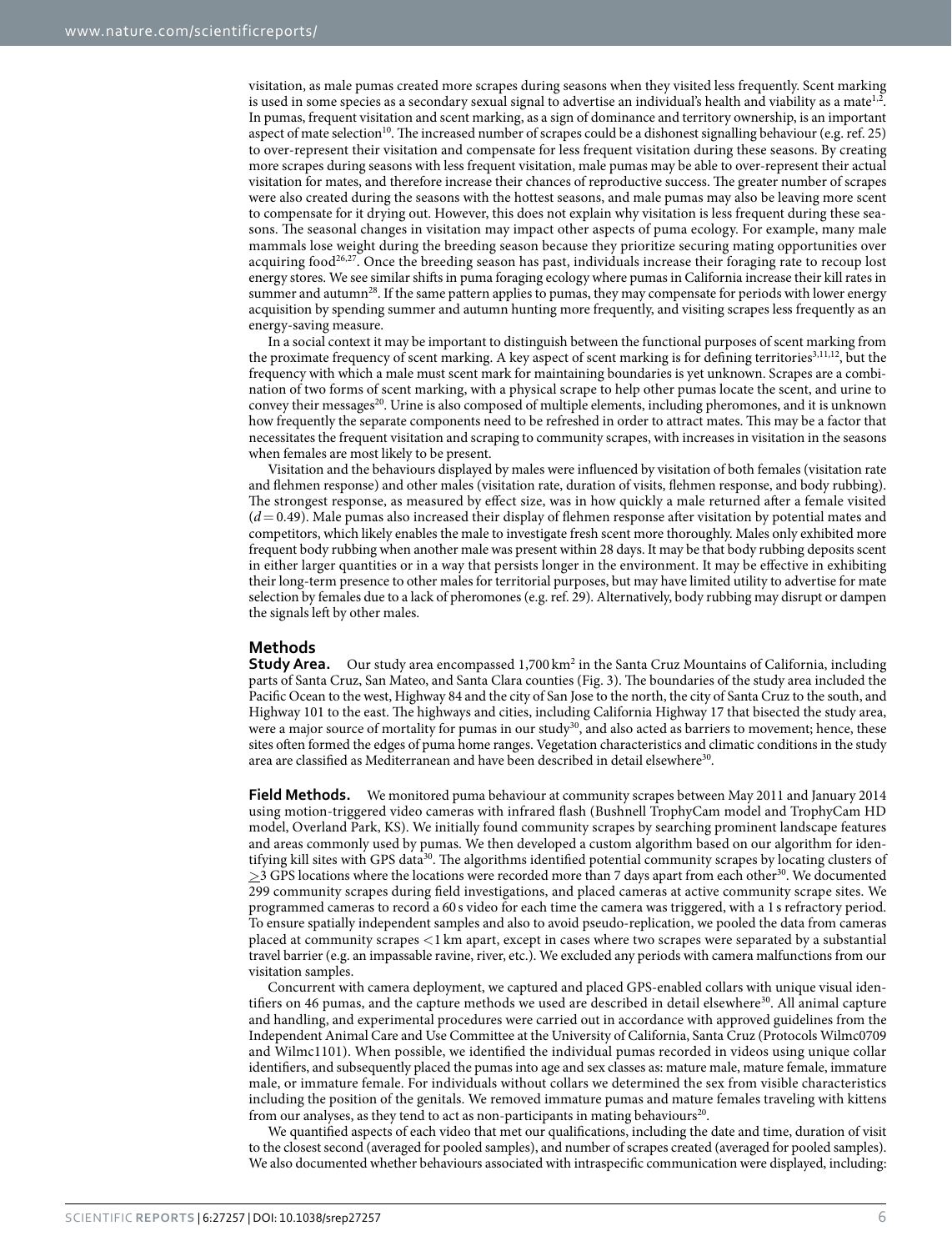visitation, as male pumas created more scrapes during seasons when they visited less frequently. Scent marking is used in some species as a secondary sexual signal to advertise an individual's health and viability as a mate[1,2]. In pumas, frequent visitation and scent marking, as a sign of dominance and territory ownership, is an important aspect of mate selection[10]. The increased number of scrapes could be a dishonest signalling behaviour (e.g. ref. 25) to over-represent their visitation and compensate for less frequent visitation during these seasons. By creating more scrapes during seasons with less frequent visitation, male pumas may be able to over-represent their actual visitation for mates, and therefore increase their chances of reproductive success. The greater number of scrapes were also created during the seasons with the hottest seasons, and male pumas may also be leaving more scent to compensate for it drying out. However, this does not explain why visitation is less frequent during these seasons. The seasonal changes in visitation may impact other aspects of puma ecology. For example, many male mammals lose weight during the breeding season because they prioritize securing mating opportunities over acquiring food[26,27]. Once the breeding season has past, individuals increase their foraging rate to recoup lost energy stores. We see similar shifts in puma foraging ecology where pumas in California increase their kill rates in summer and autumn[28]. If the same pattern applies to pumas, they may compensate for periods with lower energy acquisition by spending summer and autumn hunting more frequently, and visiting scrapes less frequently as an energy-saving measure.

In a social context it may be important to distinguish between the functional purposes of scent marking from the proximate frequency of scent marking. A key aspect of scent marking is for defining territories[3,11,12], but the frequency with which a male must scent mark for maintaining boundaries is yet unknown. Scrapes are a combination of two forms of scent marking, with a physical scrape to help other pumas locate the scent, and urine to convey their messages[20]. Urine is also composed of multiple elements, including pheromones, and it is unknown how frequently the separate components need to be refreshed in order to attract mates. This may be a factor that necessitates the frequent visitation and scraping to community scrapes, with increases in visitation in the seasons when females are most likely to be present.

Visitation and the behaviours displayed by males were influenced by visitation of both females (visitation rate and flehmen response) and other males (visitation rate, duration of visits, flehmen response, and body rubbing). The strongest response, as measured by effect size, was in how quickly a male returned after a female visited ($d = 0.49$). Male pumas also increased their display of flehmen response after visitation by potential mates and competitors, which likely enables the male to investigate fresh scent more thoroughly. Males only exhibited more frequent body rubbing when another male was present within 28 days. It may be that body rubbing deposits scent in either larger quantities or in a way that persists longer in the environment. It may be effective in exhibiting their long-term presence to other males for territorial purposes, but may have limited utility to advertise for mate selection by females due to a lack of pheromones (e.g. ref. 29). Alternatively, body rubbing may disrupt or dampen the signals left by other males.

## Methods

**Study Area.** Our study area encompassed 1,700 km² in the Santa Cruz Mountains of California, including parts of Santa Cruz, San Mateo, and Santa Clara counties (Fig. 3). The boundaries of the study area included the Pacific Ocean to the west, Highway 84 and the city of San Jose to the north, the city of Santa Cruz to the south, and Highway 101 to the east. The highways and cities, including California Highway 17 that bisected the study area, were a major source of mortality for pumas in our study[30], and also acted as barriers to movement; hence, these sites often formed the edges of puma home ranges. Vegetation characteristics and climatic conditions in the study area are classified as Mediterranean and have been described in detail elsewhere[30].

**Field Methods.** We monitored puma behaviour at community scrapes between May 2011 and January 2014 using motion-triggered video cameras with infrared flash (Bushnell TrophyCam model and TrophyCam HD model, Overland Park, KS). We initially found community scrapes by searching prominent landscape features and areas commonly used by pumas. We then developed a custom algorithm based on our algorithm for identifying kill sites with GPS data[30]. The algorithms identified potential community scrapes by locating clusters of $\geq$3 GPS locations where the locations were recorded more than 7 days apart from each other[30]. We documented 299 community scrapes during field investigations, and placed cameras at active community scrape sites. We programmed cameras to record a 60 s video for each time the camera was triggered, with a 1 s refractory period. To ensure spatially independent samples and also to avoid pseudo-replication, we pooled the data from cameras placed at community scrapes <1 km apart, except in cases where two scrapes were separated by a substantial travel barrier (e.g. an impassable ravine, river, etc.). We excluded any periods with camera malfunctions from our visitation samples.

Concurrent with camera deployment, we captured and placed GPS-enabled collars with unique visual identifiers on 46 pumas, and the capture methods we used are described in detail elsewhere[30]. All animal capture and handling, and experimental procedures were carried out in accordance with approved guidelines from the Independent Animal Care and Use Committee at the University of California, Santa Cruz (Protocols Wilmc0709 and Wilmc1101). When possible, we identified the individual pumas recorded in videos using unique collar identifiers, and subsequently placed the pumas into age and sex classes as: mature male, mature female, immature male, or immature female. For individuals without collars we determined the sex from visible characteristics including the position of the genitals. We removed immature pumas and mature females traveling with kittens from our analyses, as they tend to act as non-participants in mating behaviours[20].

We quantified aspects of each video that met our qualifications, including the date and time, duration of visit to the closest second (averaged for pooled samples), and number of scrapes created (averaged for pooled samples). We also documented whether behaviours associated with intraspecific communication were displayed, including: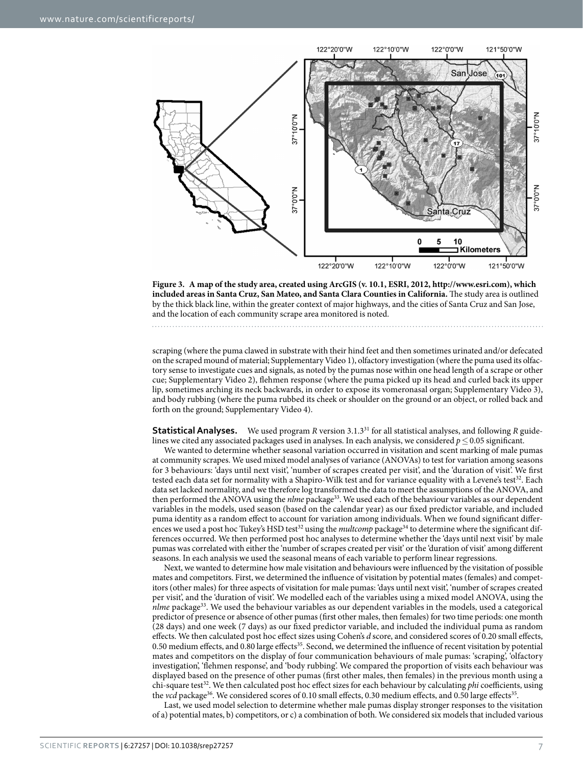**Figure 3. A map of the study area, created using ArcGIS (v. 10.1, ESRI, 2012, http://www.esri.com), which included areas in Santa Cruz, San Mateo, and Santa Clara Counties in California.** The study area is outlined by the thick black line, within the greater context of major highways, and the cities of Santa Cruz and San Jose, and the location of each community scrape area monitored is noted.

scraping (where the puma clawed in substrate with their hind feet and then sometimes urinated and/or defecated on the scraped mound of material; Supplementary Video 1), olfactory investigation (where the puma used its olfactory sense to investigate cues and signals, as noted by the pumas nose within one head length of a scrape or other cue; Supplementary Video 2), flehmen response (where the puma picked up its head and curled back its upper lip, sometimes arching its neck backwards, in order to expose its vomeronasal organ; Supplementary Video 3), and body rubbing (where the puma rubbed its cheek or shoulder on the ground or an object, or rolled back and forth on the ground; Supplementary Video 4).

**Statistical Analyses.** We used program *R* version 3.1.3[31] for all statistical analyses, and following *R* guidelines we cited any associated packages used in analyses. In each analysis, we considered $p \leq 0.05$ significant.

We wanted to determine whether seasonal variation occurred in visitation and scent marking of male pumas at community scrapes. We used mixed model analyses of variance (ANOVAs) to test for variation among seasons for 3 behaviours: 'days until next visit', 'number of scrapes created per visit', and the 'duration of visit'. We first tested each data set for normality with a Shapiro-Wilk test and for variance equality with a Levene's test[32]. Each data set lacked normality, and we therefore log transformed the data to meet the assumptions of the ANOVA, and then performed the ANOVA using the *nlme* package[33]. We used each of the behaviour variables as our dependent variables in the models, used season (based on the calendar year) as our fixed predictor variable, and included puma identity as a random effect to account for variation among individuals. When we found significant differences we used a post hoc Tukey's HSD test[32] using the *multcomp* package[34] to determine where the significant differences occurred. We then performed post hoc analyses to determine whether the 'days until next visit' by male pumas was correlated with either the 'number of scrapes created per visit' or the 'duration of visit' among different seasons. In each analysis we used the seasonal means of each variable to perform linear regressions.

Next, we wanted to determine how male visitation and behaviours were influenced by the visitation of possible mates and competitors. First, we determined the influence of visitation by potential mates (females) and competitors (other males) for three aspects of visitation for male pumas: 'days until next visit', 'number of scrapes created per visit', and the 'duration of visit'. We modelled each of the variables using a mixed model ANOVA, using the *nlme* package[33]. We used the behaviour variables as our dependent variables in the models, used a categorical predictor of presence or absence of other pumas (first other males, then females) for two time periods: one month (28 days) and one week (7 days) as our fixed predictor variable, and included the individual puma as random effects. We then calculated post hoc effect sizes using Cohen's *d* score, and considered scores of 0.20 small effects, 0.50 medium effects, and 0.80 large effects[35]. Second, we determined the influence of recent visitation by potential mates and competitors on the display of four communication behaviours of male pumas: 'scraping', 'olfactory investigation', 'flehmen response', and 'body rubbing'. We compared the proportion of visits each behaviour was displayed based on the presence of other pumas (first other males, then females) in the previous month using a chi-square test[32]. We then calculated post hoc effect sizes for each behaviour by calculating *phi* coefficients, using the *vcd* package[36]. We considered scores of 0.10 small effects, 0.30 medium effects, and 0.50 large effects[35].

Last, we used model selection to determine whether male pumas display stronger responses to the visitation of a) potential mates, b) competitors, or c) a combination of both. We considered six models that included various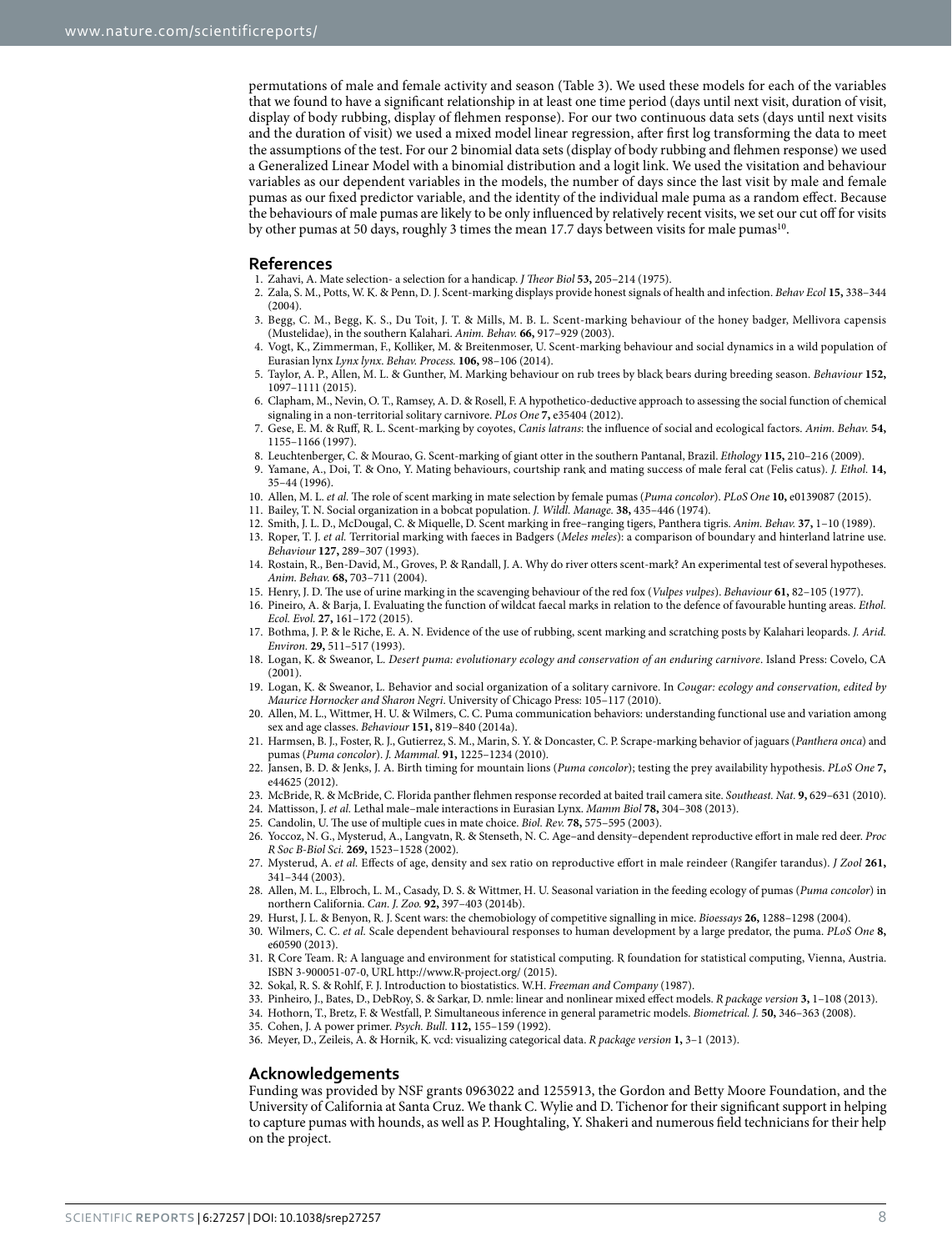permutations of male and female activity and season (Table 3). We used these models for each of the variables that we found to have a significant relationship in at least one time period (days until next visit, duration of visit, display of body rubbing, display of flehmen response). For our two continuous data sets (days until next visits and the duration of visit) we used a mixed model linear regression, after first log transforming the data to meet the assumptions of the test. For our 2 binomial data sets (display of body rubbing and flehmen response) we used a Generalized Linear Model with a binomial distribution and a logit link. We used the visitation and behaviour variables as our dependent variables in the models, the number of days since the last visit by male and female pumas as our fixed predictor variable, and the identity of the individual male puma as a random effect. Because the behaviours of male pumas are likely to be only influenced by relatively recent visits, we set our cut off for visits by other pumas at 50 days, roughly 3 times the mean 17.7 days between visits for male pumas[10].

## References

1. Zahavi, A. Mate selection- a selection for a handicap. *J Theor Biol* **53,** 205–214 (1975).
2. Zala, S. M., Potts, W. K. & Penn, D. J. Scent-marking displays provide honest signals of health and infection. *Behav Ecol* **15,** 338–344 (2004).
3. Begg, C. M., Begg, K. S., Du Toit, J. T. & Mills, M. B. L. Scent-marking behaviour of the honey badger, Mellivora capensis (Mustelidae), in the southern Kalahari. *Anim. Behav.* **66,** 917–929 (2003).
4. Vogt, K., Zimmerman, F., Kolliker, M. & Breitenmoser, U. Scent-marking behaviour and social dynamics in a wild population of Eurasian lynx *Lynx lynx*. *Behav. Process.* **106,** 98–106 (2014).
5. Taylor, A. P., Allen, M. L. & Gunther, M. Marking behaviour on rub trees by black bears during breeding season. *Behaviour* **152,** 1097–1111 (2015).
6. Clapham, M., Nevin, O. T., Ramsey, A. D. & Rosell, F. A hypothetico-deductive approach to assessing the social function of chemical signaling in a non-territorial solitary carnivore. *PLos One* **7,** e35404 (2012).
7. Gese, E. M. & Ruff, R. L. Scent-marking by coyotes, *Canis latrans*: the influence of social and ecological factors. *Anim. Behav.* **54,** 1155–1166 (1997).
8. Leuchtenberger, C. & Mourao, G. Scent-marking of giant otter in the southern Pantanal, Brazil. *Ethology* **115,** 210–216 (2009).
9. Yamane, A., Doi, T. & Ono, Y. Mating behaviours, courtship rank and mating success of male feral cat (Felis catus). *J. Ethol.* **14,** 35–44 (1996).
10. Allen, M. L. *et al.* The role of scent marking in mate selection by female pumas (*Puma concolor*). *PLoS One* **10,** e0139087 (2015).
11. Bailey, T. N. Social organization in a bobcat population. *J. Wildl. Manage.* **38,** 435–446 (1974).
12. Smith, J. L. D., McDougal, C. & Miquelle, D. Scent marking in free–ranging tigers, Panthera tigris. *Anim. Behav.* **37,** 1–10 (1989).
13. Roper, T. J. *et al.* Territorial marking with faeces in Badgers (*Meles meles*): a comparison of boundary and hinterland latrine use. *Behaviour* **127,** 289–307 (1993).
14. Rostain, R., Ben-David, M., Groves, P. & Randall, J. A. Why do river otters scent-mark? An experimental test of several hypotheses. *Anim. Behav.* **68,** 703–711 (2004).
15. Henry, J. D. The use of urine marking in the scavenging behaviour of the red fox (*Vulpes vulpes*). *Behaviour* **61,** 82–105 (1977).
16. Pineiro, A. & Barja, I. Evaluating the function of wildcat faecal marks in relation to the defence of favourable hunting areas. *Ethol. Ecol. Evol.* **27,** 161–172 (2015).
17. Bothma, J. P. & le Riche, E. A. N. Evidence of the use of rubbing, scent marking and scratching posts by Kalahari leopards. *J. Arid. Environ.* **29,** 511–517 (1993).
18. Logan, K. & Sweanor, L. *Desert puma: evolutionary ecology and conservation of an enduring carnivore*. Island Press: Covelo, CA (2001).
19. Logan, K. & Sweanor, L. Behavior and social organization of a solitary carnivore. In *Cougar: ecology and conservation, edited by Maurice Hornocker and Sharon Negri*. University of Chicago Press: 105–117 (2010).
20. Allen, M. L., Wittmer, H. U. & Wilmers, C. C. Puma communication behaviors: understanding functional use and variation among sex and age classes. *Behaviour* **151,** 819–840 (2014a).
21. Harmsen, B. J., Foster, R. J., Gutierrez, S. M., Marin, S. Y. & Doncaster, C. P. Scrape-marking behavior of jaguars (*Panthera onca*) and pumas (*Puma concolor*). *J. Mammal.* **91,** 1225–1234 (2010).
22. Jansen, B. D. & Jenks, J. A. Birth timing for mountain lions (*Puma concolor*); testing the prey availability hypothesis. *PLoS One* **7,** e44625 (2012).
23. McBride, R. & McBride, C. Florida panther flehmen response recorded at baited trail camera site. *Southeast. Nat.* **9,** 629–631 (2010).
24. Mattisson, J. *et al.* Lethal male–male interactions in Eurasian Lynx. *Mamm Biol* **78,** 304–308 (2013).
25. Candolin, U. The use of multiple cues in mate choice. *Biol. Rev.* **78,** 575–595 (2003).
26. Yoccoz, N. G., Mysterud, A., Langvatn, R. & Stenseth, N. C. Age–and density–dependent reproductive effort in male red deer. *Proc R Soc B-Biol Sci.* **269,** 1523–1528 (2002).
27. Mysterud, A. *et al.* Effects of age, density and sex ratio on reproductive effort in male reindeer (Rangifer tarandus). *J Zool* **261,** 341–344 (2003).
28. Allen, M. L., Elbroch, L. M., Casady, D. S. & Wittmer, H. U. Seasonal variation in the feeding ecology of pumas (*Puma concolor*) in northern California. *Can. J. Zoo.* **92,** 397–403 (2014b).
29. Hurst, J. L. & Benyon, R. J. Scent wars: the chemobiology of competitive signalling in mice. *Bioessays* **26,** 1288–1298 (2004).
30. Wilmers, C. C. *et al.* Scale dependent behavioural responses to human development by a large predator, the puma. *PLoS One* **8,** e60590 (2013).
31. R Core Team. R: A language and environment for statistical computing. R foundation for statistical computing, Vienna, Austria. ISBN 3-900051-07-0, URL http://www.R-project.org/ (2015).
32. Sokal, R. S. & Rohlf, F. J. Introduction to biostatistics. W.H. *Freeman and Company* (1987).
33. Pinheiro, J., Bates, D., DebRoy, S. & Sarkar, D. nmle: linear and nonlinear mixed effect models. *R package version* **3,** 1–108 (2013).
34. Hothorn, T., Bretz, F. & Westfall, P. Simultaneous inference in general parametric models. *Biometrical. J.* **50,** 346–363 (2008).
35. Cohen, J. A power primer. *Psych. Bull.* **112,** 155–159 (1992).
36. Meyer, D., Zeileis, A. & Hornik, K. vcd: visualizing categorical data. *R package version* **1,** 3–1 (2013).

## Acknowledgements

Funding was provided by NSF grants 0963022 and 1255913, the Gordon and Betty Moore Foundation, and the University of California at Santa Cruz. We thank C. Wylie and D. Tichenor for their significant support in helping to capture pumas with hounds, as well as P. Houghtaling, Y. Shakeri and numerous field technicians for their help on the project.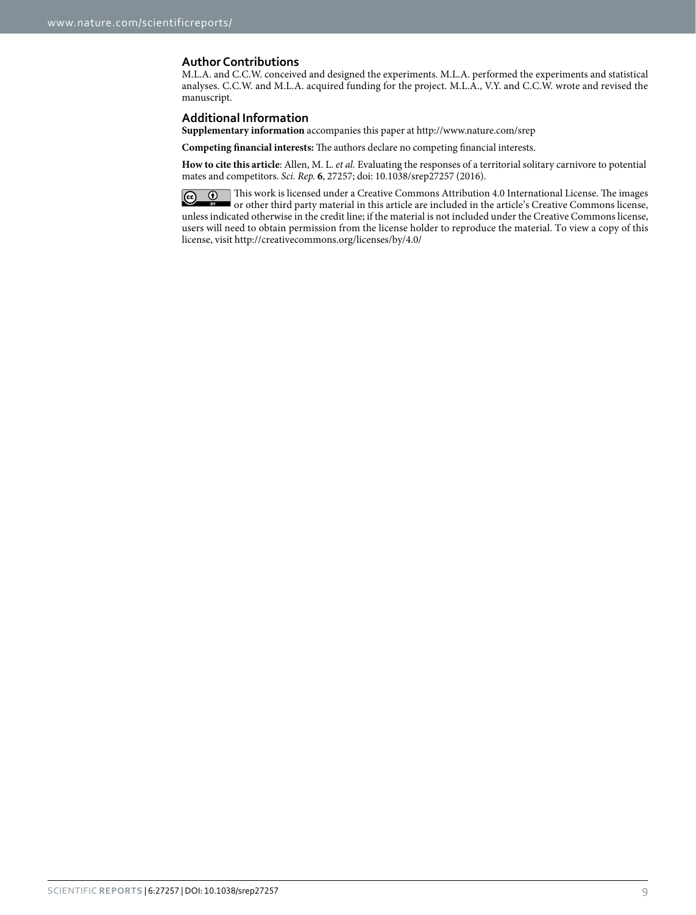## Author Contributions

M.L.A. and C.C.W. conceived and designed the experiments. M.L.A. performed the experiments and statistical analyses. C.C.W. and M.L.A. acquired funding for the project. M.L.A., V.Y. and C.C.W. wrote and revised the manuscript.

## Additional Information

**Supplementary information** accompanies this paper at http://www.nature.com/srep

**Competing financial interests:** The authors declare no competing financial interests.

**How to cite this article**: Allen, M. L. *et al.* Evaluating the responses of a territorial solitary carnivore to potential mates and competitors. *Sci. Rep.* **6**, 27257; doi: 10.1038/srep27257 (2016).

This work is licensed under a Creative Commons Attribution 4.0 International License. The images or other third party material in this article are included in the article's Creative Commons license, unless indicated otherwise in the credit line; if the material is not included under the Creative Commons license, users will need to obtain permission from the license holder to reproduce the material. To view a copy of this license, visit http://creativecommons.org/licenses/by/4.0/